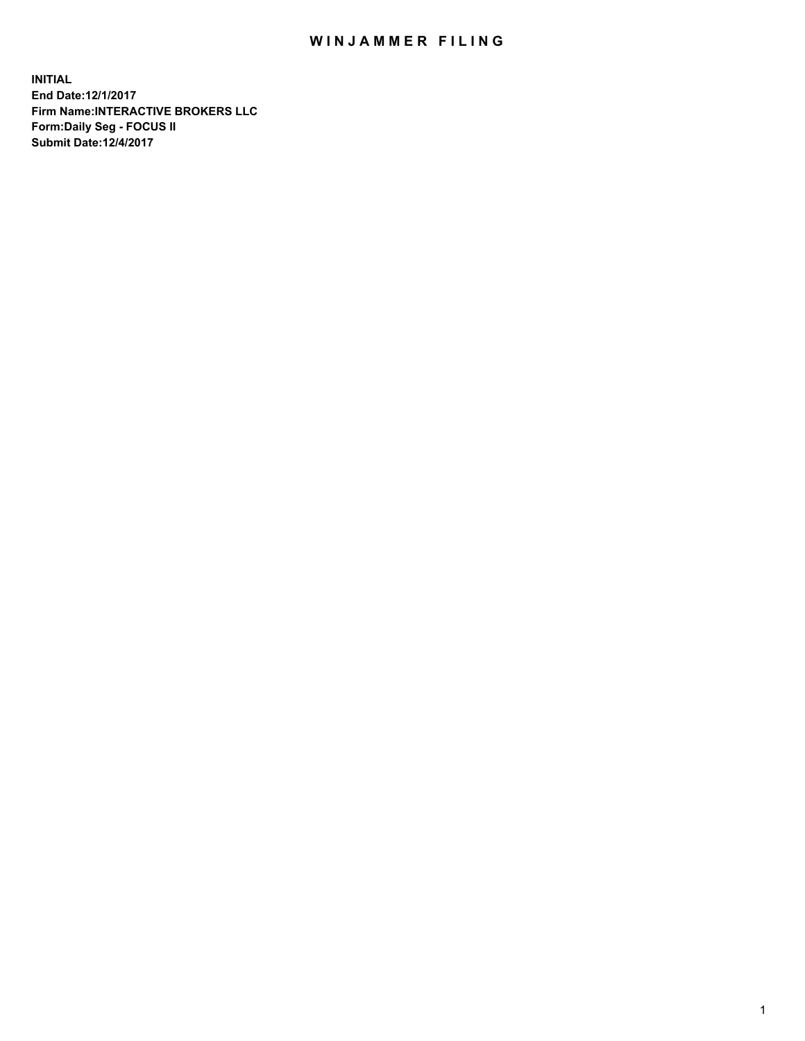# WINJAMMER FILING

**INITIAL**
**End Date:12/1/2017**
**Firm Name:INTERACTIVE BROKERS LLC**
**Form:Daily Seg - FOCUS II**
**Submit Date:12/4/2017**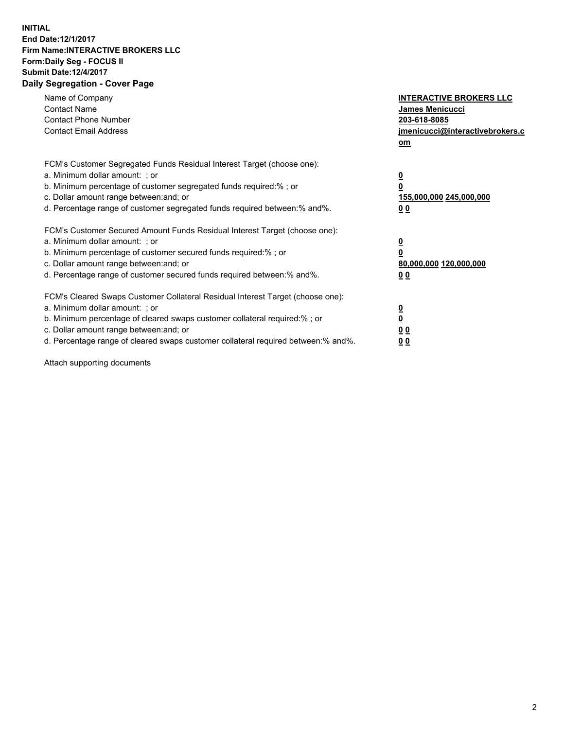**INITIAL**
**End Date:12/1/2017**
**Firm Name:INTERACTIVE BROKERS LLC**
**Form:Daily Seg - FOCUS II**
**Submit Date:12/4/2017**

## Daily Segregation - Cover Page

| | |
|---|---|
| Name of Company | **INTERACTIVE BROKERS LLC** |
| Contact Name | **James Menicucci** |
| Contact Phone Number | **203-618-8085** |
| Contact Email Address | **jmenicucci@interactivebrokers.com** |

FCM's Customer Segregated Funds Residual Interest Target (choose one):

| | |
|---|---|
| a. Minimum dollar amount: ; or | **0** |
| b. Minimum percentage of customer segregated funds required:% ; or | **0** |
| c. Dollar amount range between:and; or | **155,000,000 245,000,000** |
| d. Percentage range of customer segregated funds required between:% and%. | **0 0** |

FCM's Customer Secured Amount Funds Residual Interest Target (choose one):

| | |
|---|---|
| a. Minimum dollar amount: ; or | **0** |
| b. Minimum percentage of customer secured funds required:% ; or | **0** |
| c. Dollar amount range between:and; or | **80,000,000 120,000,000** |
| d. Percentage range of customer secured funds required between:% and%. | **0 0** |

FCM's Cleared Swaps Customer Collateral Residual Interest Target (choose one):

| | |
|---|---|
| a. Minimum dollar amount: ; or | **0** |
| b. Minimum percentage of cleared swaps customer collateral required:% ; or | **0** |
| c. Dollar amount range between:and; or | **0 0** |
| d. Percentage range of cleared swaps customer collateral required between:% and%. | **0 0** |

Attach supporting documents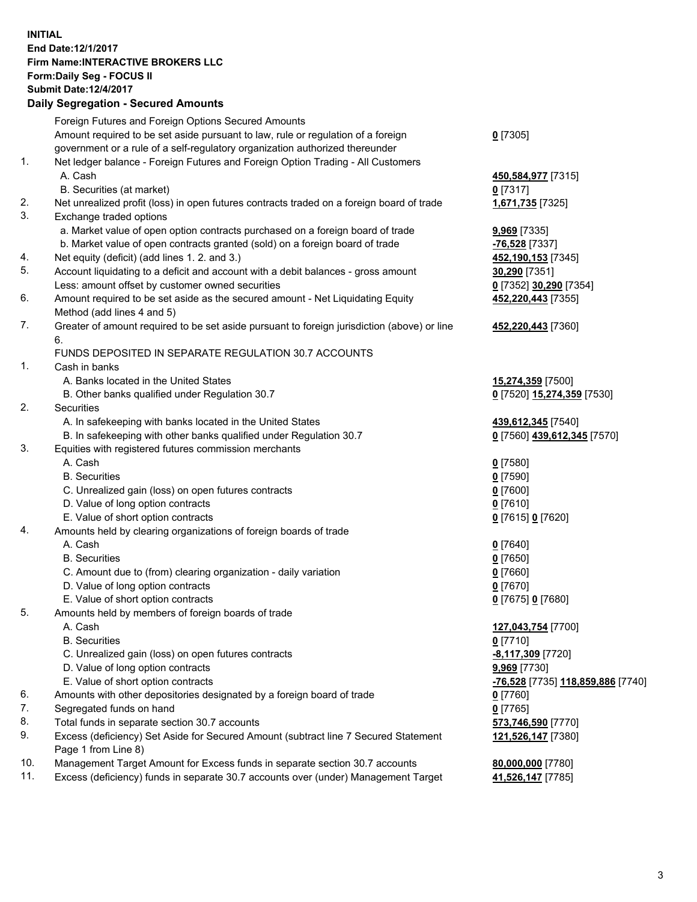**INITIAL**
**End Date:12/1/2017**
**Firm Name:INTERACTIVE BROKERS LLC**
**Form:Daily Seg - FOCUS II**
**Submit Date:12/4/2017**

## Daily Segregation - Secured Amounts

| | | |
|---|---|---|
| | Foreign Futures and Foreign Options Secured Amounts | |
| | Amount required to be set aside pursuant to law, rule or regulation of a foreign government or a rule of a self-regulatory organization authorized thereunder | **0** [7305] |
| 1. | Net ledger balance - Foreign Futures and Foreign Option Trading - All Customers | |
| | A. Cash | **450,584,977** [7315] |
| | B. Securities (at market) | **0** [7317] |
| 2. | Net unrealized profit (loss) in open futures contracts traded on a foreign board of trade | **1,671,735** [7325] |
| 3. | Exchange traded options | |
| | a. Market value of open option contracts purchased on a foreign board of trade | **9,969** [7335] |
| | b. Market value of open contracts granted (sold) on a foreign board of trade | **-76,528** [7337] |
| 4. | Net equity (deficit) (add lines 1. 2. and 3.) | **452,190,153** [7345] |
| 5. | Account liquidating to a deficit and account with a debit balances - gross amount | **30,290** [7351] |
| | Less: amount offset by customer owned securities | **0** [7352] **30,290** [7354] |
| 6. | Amount required to be set aside as the secured amount - Net Liquidating Equity Method (add lines 4 and 5) | **452,220,443** [7355] |
| 7. | Greater of amount required to be set aside pursuant to foreign jurisdiction (above) or line 6. | **452,220,443** [7360] |
| | FUNDS DEPOSITED IN SEPARATE REGULATION 30.7 ACCOUNTS | |
| 1. | Cash in banks | |
| | A. Banks located in the United States | **15,274,359** [7500] |
| | B. Other banks qualified under Regulation 30.7 | **0** [7520] **15,274,359** [7530] |
| 2. | Securities | |
| | A. In safekeeping with banks located in the United States | **439,612,345** [7540] |
| | B. In safekeeping with other banks qualified under Regulation 30.7 | **0** [7560] **439,612,345** [7570] |
| 3. | Equities with registered futures commission merchants | |
| | A. Cash | **0** [7580] |
| | B. Securities | **0** [7590] |
| | C. Unrealized gain (loss) on open futures contracts | **0** [7600] |
| | D. Value of long option contracts | **0** [7610] |
| | E. Value of short option contracts | **0** [7615] **0** [7620] |
| 4. | Amounts held by clearing organizations of foreign boards of trade | |
| | A. Cash | **0** [7640] |
| | B. Securities | **0** [7650] |
| | C. Amount due to (from) clearing organization - daily variation | **0** [7660] |
| | D. Value of long option contracts | **0** [7670] |
| | E. Value of short option contracts | **0** [7675] **0** [7680] |
| 5. | Amounts held by members of foreign boards of trade | |
| | A. Cash | **127,043,754** [7700] |
| | B. Securities | **0** [7710] |
| | C. Unrealized gain (loss) on open futures contracts | **-8,117,309** [7720] |
| | D. Value of long option contracts | **9,969** [7730] |
| | E. Value of short option contracts | **-76,528** [7735] **118,859,886** [7740] |
| 6. | Amounts with other depositories designated by a foreign board of trade | **0** [7760] |
| 7. | Segregated funds on hand | **0** [7765] |
| 8. | Total funds in separate section 30.7 accounts | **573,746,590** [7770] |
| 9. | Excess (deficiency) Set Aside for Secured Amount (subtract line 7 Secured Statement Page 1 from Line 8) | **121,526,147** [7380] |
| 10. | Management Target Amount for Excess funds in separate section 30.7 accounts | **80,000,000** [7780] |
| 11. | Excess (deficiency) funds in separate 30.7 accounts over (under) Management Target | **41,526,147** [7785] |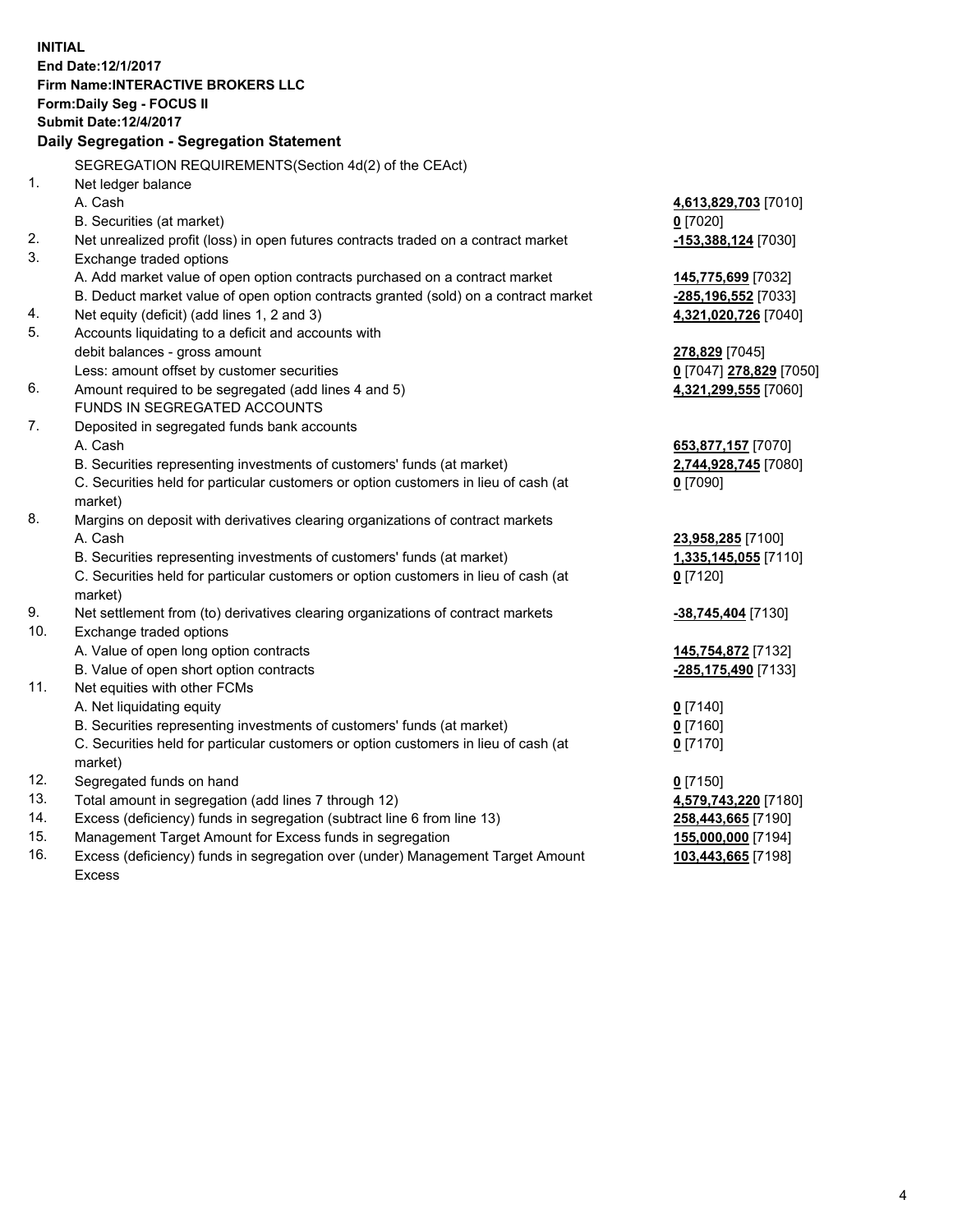**INITIAL**
**End Date:12/1/2017**
**Firm Name:INTERACTIVE BROKERS LLC**
**Form:Daily Seg - FOCUS II**
**Submit Date:12/4/2017**

**Daily Segregation - Segregation Statement**

| | | |
|---|---|---|
| | SEGREGATION REQUIREMENTS(Section 4d(2) of the CEAct) | |
| 1. | Net ledger balance | |
| | A. Cash | **4,613,829,703** [7010] |
| | B. Securities (at market) | **0** [7020] |
| 2. | Net unrealized profit (loss) in open futures contracts traded on a contract market | **-153,388,124** [7030] |
| 3. | Exchange traded options | |
| | A. Add market value of open option contracts purchased on a contract market | **145,775,699** [7032] |
| | B. Deduct market value of open option contracts granted (sold) on a contract market | **-285,196,552** [7033] |
| 4. | Net equity (deficit) (add lines 1, 2 and 3) | **4,321,020,726** [7040] |
| 5. | Accounts liquidating to a deficit and accounts with | |
| | debit balances - gross amount | **278,829** [7045] |
| | Less: amount offset by customer securities | **0** [7047] **278,829** [7050] |
| 6. | Amount required to be segregated (add lines 4 and 5) | **4,321,299,555** [7060] |
| | FUNDS IN SEGREGATED ACCOUNTS | |
| 7. | Deposited in segregated funds bank accounts | |
| | A. Cash | **653,877,157** [7070] |
| | B. Securities representing investments of customers' funds (at market) | **2,744,928,745** [7080] |
| | C. Securities held for particular customers or option customers in lieu of cash (at market) | **0** [7090] |
| 8. | Margins on deposit with derivatives clearing organizations of contract markets | |
| | A. Cash | **23,958,285** [7100] |
| | B. Securities representing investments of customers' funds (at market) | **1,335,145,055** [7110] |
| | C. Securities held for particular customers or option customers in lieu of cash (at market) | **0** [7120] |
| 9. | Net settlement from (to) derivatives clearing organizations of contract markets | **-38,745,404** [7130] |
| 10. | Exchange traded options | |
| | A. Value of open long option contracts | **145,754,872** [7132] |
| | B. Value of open short option contracts | **-285,175,490** [7133] |
| 11. | Net equities with other FCMs | |
| | A. Net liquidating equity | **0** [7140] |
| | B. Securities representing investments of customers' funds (at market) | **0** [7160] |
| | C. Securities held for particular customers or option customers in lieu of cash (at market) | **0** [7170] |
| 12. | Segregated funds on hand | **0** [7150] |
| 13. | Total amount in segregation (add lines 7 through 12) | **4,579,743,220** [7180] |
| 14. | Excess (deficiency) funds in segregation (subtract line 6 from line 13) | **258,443,665** [7190] |
| 15. | Management Target Amount for Excess funds in segregation | **155,000,000** [7194] |
| 16. | Excess (deficiency) funds in segregation over (under) Management Target Amount Excess | **103,443,665** [7198] |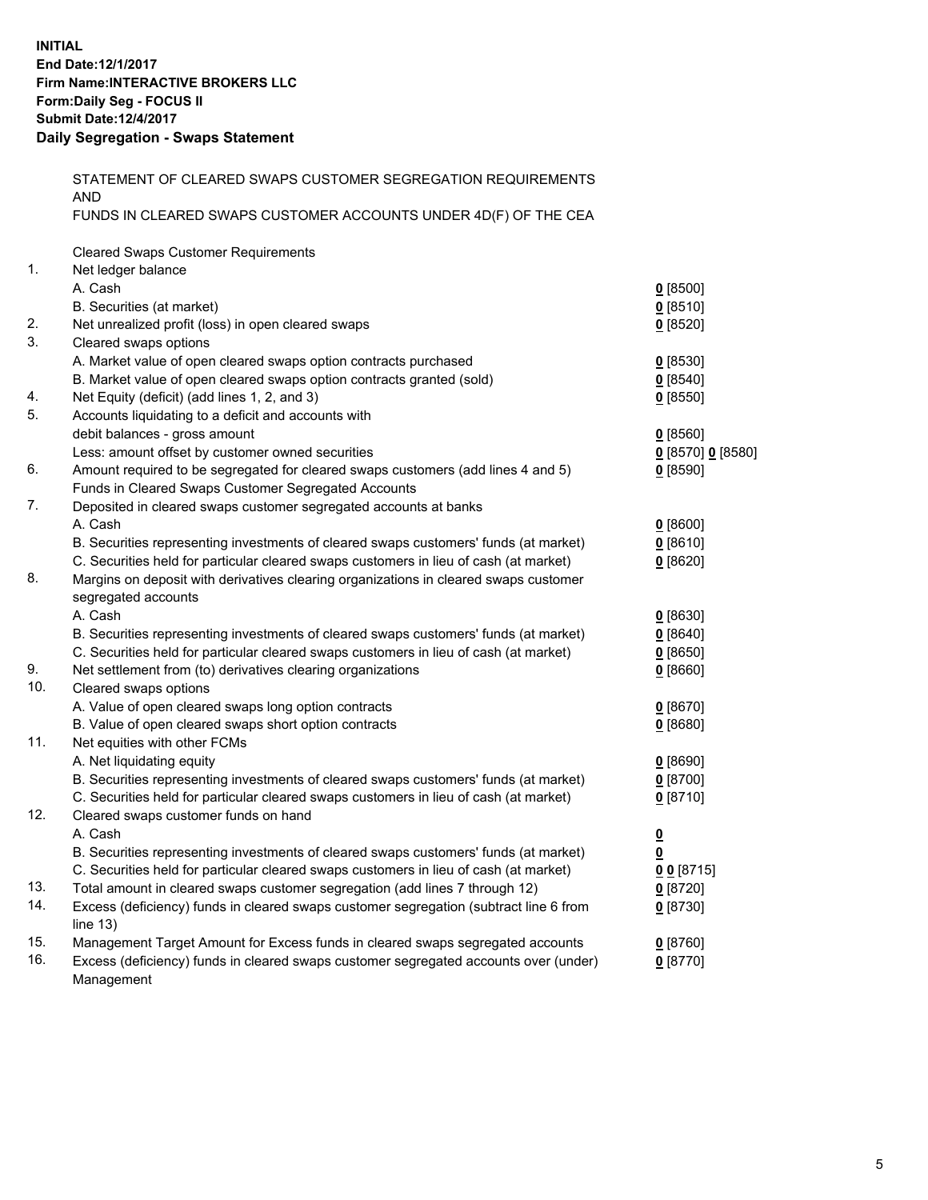**INITIAL**
**End Date:12/1/2017**
**Firm Name:INTERACTIVE BROKERS LLC**
**Form:Daily Seg - FOCUS II**
**Submit Date:12/4/2017**
**Daily Segregation - Swaps Statement**

STATEMENT OF CLEARED SWAPS CUSTOMER SEGREGATION REQUIREMENTS AND FUNDS IN CLEARED SWAPS CUSTOMER ACCOUNTS UNDER 4D(F) OF THE CEA

| | | |
|---|---|---|
| | Cleared Swaps Customer Requirements | |
| 1. | Net ledger balance | |
| | A. Cash | 0 [8500] |
| | B. Securities (at market) | 0 [8510] |
| 2. | Net unrealized profit (loss) in open cleared swaps | 0 [8520] |
| 3. | Cleared swaps options | |
| | A. Market value of open cleared swaps option contracts purchased | 0 [8530] |
| | B. Market value of open cleared swaps option contracts granted (sold) | 0 [8540] |
| 4. | Net Equity (deficit) (add lines 1, 2, and 3) | 0 [8550] |
| 5. | Accounts liquidating to a deficit and accounts with debit balances - gross amount | 0 [8560] |
| | Less: amount offset by customer owned securities | 0 [8570] 0 [8580] |
| 6. | Amount required to be segregated for cleared swaps customers (add lines 4 and 5) | 0 [8590] |
| | Funds in Cleared Swaps Customer Segregated Accounts | |
| 7. | Deposited in cleared swaps customer segregated accounts at banks | |
| | A. Cash | 0 [8600] |
| | B. Securities representing investments of cleared swaps customers' funds (at market) | 0 [8610] |
| | C. Securities held for particular cleared swaps customers in lieu of cash (at market) | 0 [8620] |
| 8. | Margins on deposit with derivatives clearing organizations in cleared swaps customer segregated accounts | |
| | A. Cash | 0 [8630] |
| | B. Securities representing investments of cleared swaps customers' funds (at market) | 0 [8640] |
| | C. Securities held for particular cleared swaps customers in lieu of cash (at market) | 0 [8650] |
| 9. | Net settlement from (to) derivatives clearing organizations | 0 [8660] |
| 10. | Cleared swaps options | |
| | A. Value of open cleared swaps long option contracts | 0 [8670] |
| | B. Value of open cleared swaps short option contracts | 0 [8680] |
| 11. | Net equities with other FCMs | |
| | A. Net liquidating equity | 0 [8690] |
| | B. Securities representing investments of cleared swaps customers' funds (at market) | 0 [8700] |
| | C. Securities held for particular cleared swaps customers in lieu of cash (at market) | 0 [8710] |
| 12. | Cleared swaps customer funds on hand | |
| | A. Cash | 0 |
| | B. Securities representing investments of cleared swaps customers' funds (at market) | 0 |
| | C. Securities held for particular cleared swaps customers in lieu of cash (at market) | 0 0 [8715] |
| 13. | Total amount in cleared swaps customer segregation (add lines 7 through 12) | 0 [8720] |
| 14. | Excess (deficiency) funds in cleared swaps customer segregation (subtract line 6 from line 13) | 0 [8730] |
| 15. | Management Target Amount for Excess funds in cleared swaps segregated accounts | 0 [8760] |
| 16. | Excess (deficiency) funds in cleared swaps customer segregated accounts over (under) Management | 0 [8770] |